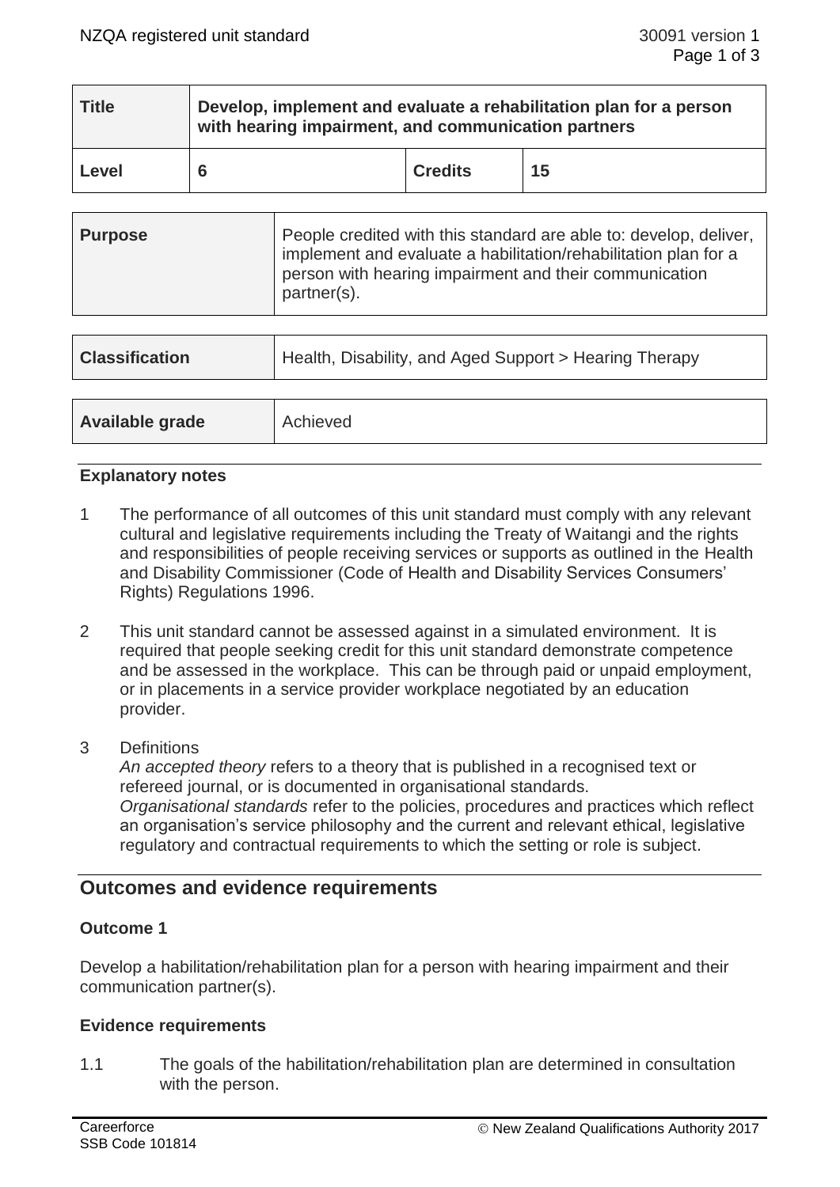| Title | Develop, implement and evaluate a rehabilitation plan for a person with hearing impairment, and communication partners | | |
|---|---|---|---|
| Level | 6 | Credits | 15 |

| Purpose | People credited with this standard are able to: develop, deliver, implement and evaluate a habilitation/rehabilitation plan for a person with hearing impairment and their communication partner(s). |
|---|---|

| Classification | Health, Disability, and Aged Support > Hearing Therapy |
|---|---|

| Available grade | Achieved |
|---|---|

### Explanatory notes

1. The performance of all outcomes of this unit standard must comply with any relevant cultural and legislative requirements including the Treaty of Waitangi and the rights and responsibilities of people receiving services or supports as outlined in the Health and Disability Commissioner (Code of Health and Disability Services Consumers' Rights) Regulations 1996.

2. This unit standard cannot be assessed against in a simulated environment. It is required that people seeking credit for this unit standard demonstrate competence and be assessed in the workplace. This can be through paid or unpaid employment, or in placements in a service provider workplace negotiated by an education provider.

3. Definitions
   *An accepted theory* refers to a theory that is published in a recognised text or refereed journal, or is documented in organisational standards.
   *Organisational standards* refer to the policies, procedures and practices which reflect an organisation's service philosophy and the current and relevant ethical, legislative regulatory and contractual requirements to which the setting or role is subject.

## Outcomes and evidence requirements

### Outcome 1

Develop a habilitation/rehabilitation plan for a person with hearing impairment and their communication partner(s).

### Evidence requirements

1.1 The goals of the habilitation/rehabilitation plan are determined in consultation with the person.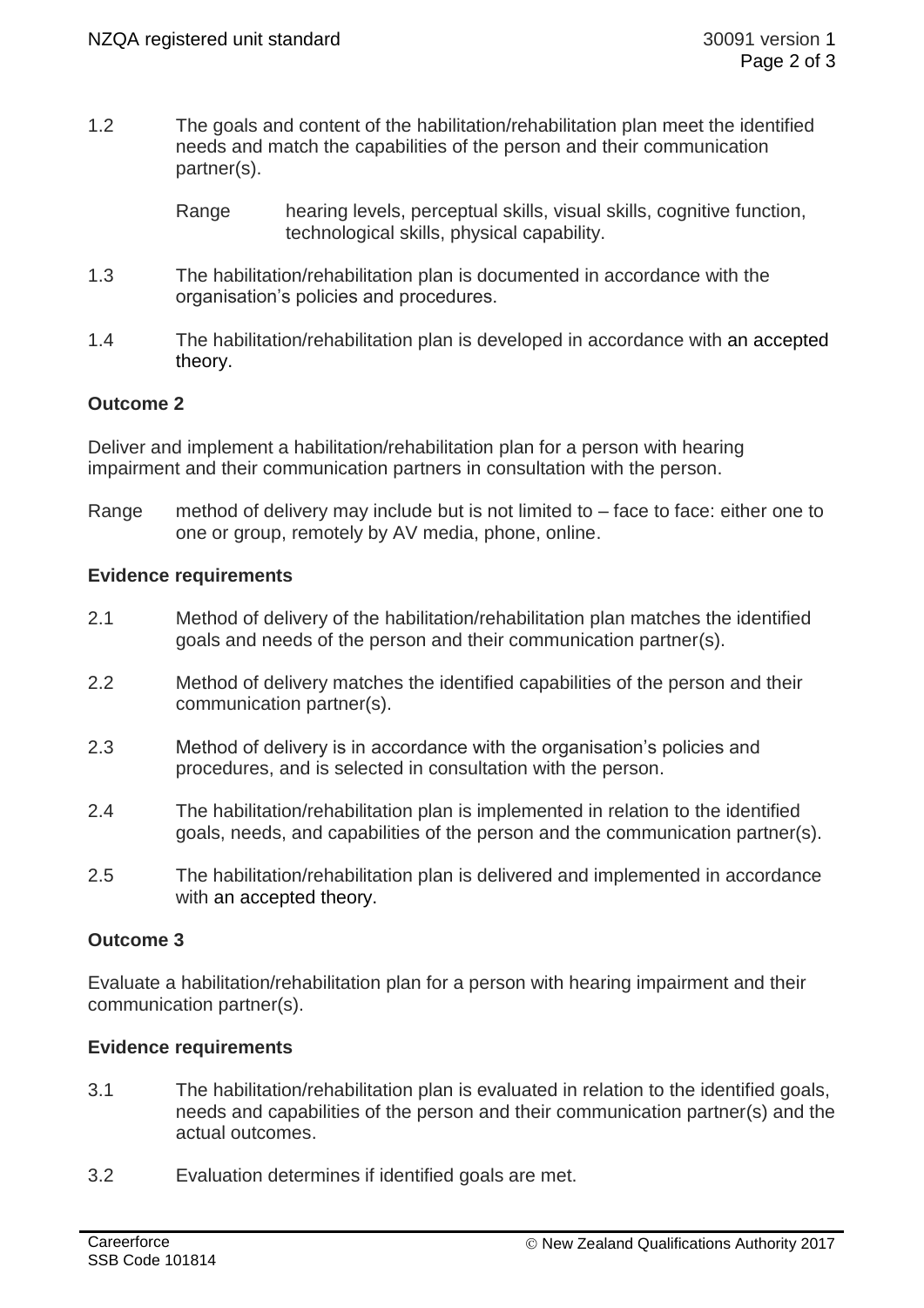1.2 The goals and content of the habilitation/rehabilitation plan meet the identified needs and match the capabilities of the person and their communication partner(s).

Range hearing levels, perceptual skills, visual skills, cognitive function, technological skills, physical capability.

1.3 The habilitation/rehabilitation plan is documented in accordance with the organisation's policies and procedures.

1.4 The habilitation/rehabilitation plan is developed in accordance with an accepted theory.

**Outcome 2**

Deliver and implement a habilitation/rehabilitation plan for a person with hearing impairment and their communication partners in consultation with the person.

Range method of delivery may include but is not limited to – face to face: either one to one or group, remotely by AV media, phone, online.

**Evidence requirements**

2.1 Method of delivery of the habilitation/rehabilitation plan matches the identified goals and needs of the person and their communication partner(s).

2.2 Method of delivery matches the identified capabilities of the person and their communication partner(s).

2.3 Method of delivery is in accordance with the organisation's policies and procedures, and is selected in consultation with the person.

2.4 The habilitation/rehabilitation plan is implemented in relation to the identified goals, needs, and capabilities of the person and the communication partner(s).

2.5 The habilitation/rehabilitation plan is delivered and implemented in accordance with an accepted theory.

**Outcome 3**

Evaluate a habilitation/rehabilitation plan for a person with hearing impairment and their communication partner(s).

**Evidence requirements**

3.1 The habilitation/rehabilitation plan is evaluated in relation to the identified goals, needs and capabilities of the person and their communication partner(s) and the actual outcomes.

3.2 Evaluation determines if identified goals are met.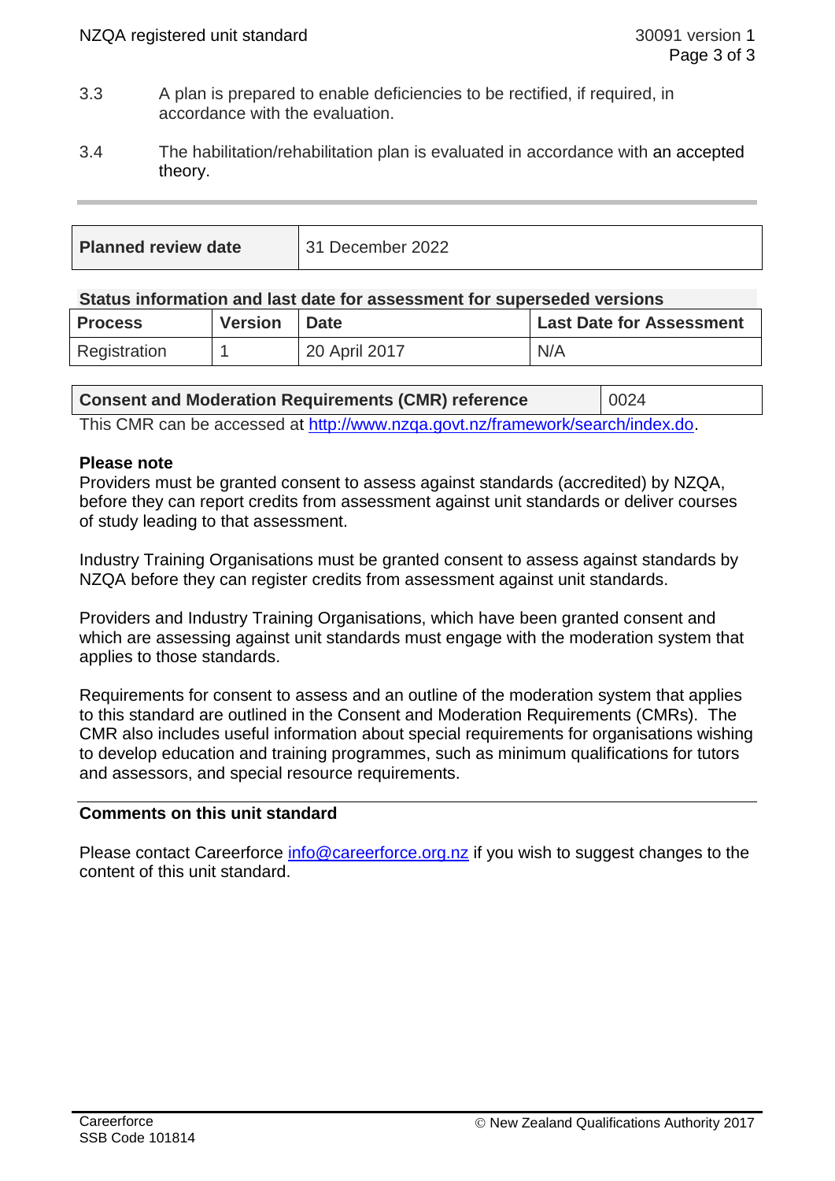3.3 A plan is prepared to enable deficiencies to be rectified, if required, in accordance with the evaluation.

3.4 The habilitation/rehabilitation plan is evaluated in accordance with an accepted theory.

| | |
|---|---|
| **Planned review date** | 31 December 2022 |

**Status information and last date for assessment for superseded versions**

| Process | Version | Date | Last Date for Assessment |
|---|---|---|---|
| Registration | 1 | 20 April 2017 | N/A |

| | |
|---|---|
| **Consent and Moderation Requirements (CMR) reference** | 0024 |

This CMR can be accessed at http://www.nzqa.govt.nz/framework/search/index.do.

**Please note**

Providers must be granted consent to assess against standards (accredited) by NZQA, before they can report credits from assessment against unit standards or deliver courses of study leading to that assessment.

Industry Training Organisations must be granted consent to assess against standards by NZQA before they can register credits from assessment against unit standards.

Providers and Industry Training Organisations, which have been granted consent and which are assessing against unit standards must engage with the moderation system that applies to those standards.

Requirements for consent to assess and an outline of the moderation system that applies to this standard are outlined in the Consent and Moderation Requirements (CMRs). The CMR also includes useful information about special requirements for organisations wishing to develop education and training programmes, such as minimum qualifications for tutors and assessors, and special resource requirements.

**Comments on this unit standard**

Please contact Careerforce info@careerforce.org.nz if you wish to suggest changes to the content of this unit standard.